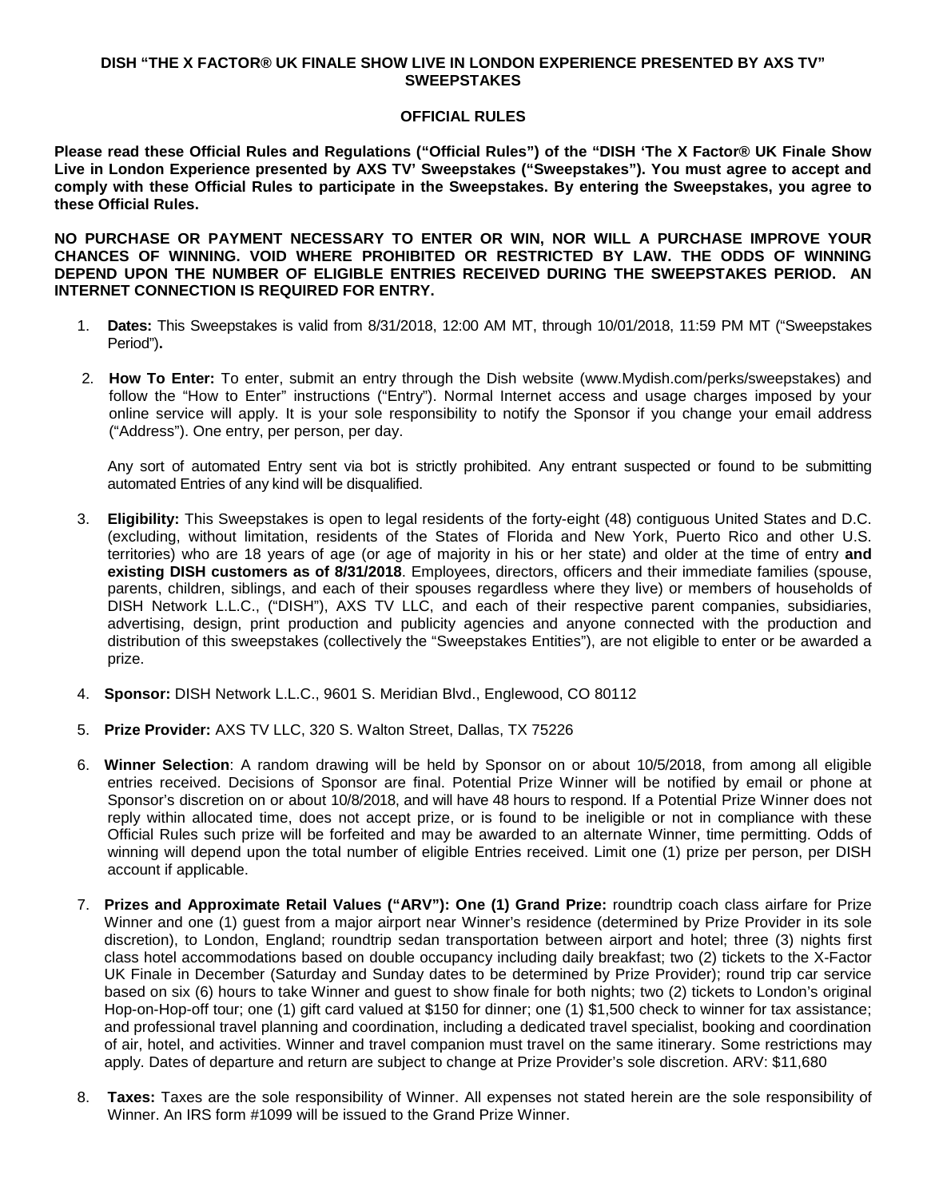# DISH "THE X FACTOR® UK FINALE SHOW LIVE IN LONDON EXPERIENCE PRESENTED BY AXS TV" SWEEPSTAKES

## OFFICIAL RULES

**Please read these Official Rules and Regulations ("Official Rules") of the "DISH 'The X Factor® UK Finale Show Live in London Experience presented by AXS TV' Sweepstakes ("Sweepstakes"). You must agree to accept and comply with these Official Rules to participate in the Sweepstakes. By entering the Sweepstakes, you agree to these Official Rules.**

**NO PURCHASE OR PAYMENT NECESSARY TO ENTER OR WIN, NOR WILL A PURCHASE IMPROVE YOUR CHANCES OF WINNING. VOID WHERE PROHIBITED OR RESTRICTED BY LAW. THE ODDS OF WINNING DEPEND UPON THE NUMBER OF ELIGIBLE ENTRIES RECEIVED DURING THE SWEEPSTAKES PERIOD. AN INTERNET CONNECTION IS REQUIRED FOR ENTRY.**

1. **Dates:** This Sweepstakes is valid from 8/31/2018, 12:00 AM MT, through 10/01/2018, 11:59 PM MT ("Sweepstakes Period")**.**

2. **How To Enter:** To enter, submit an entry through the Dish website (www.Mydish.com/perks/sweepstakes) and follow the "How to Enter" instructions ("Entry"). Normal Internet access and usage charges imposed by your online service will apply. It is your sole responsibility to notify the Sponsor if you change your email address ("Address"). One entry, per person, per day.

   Any sort of automated Entry sent via bot is strictly prohibited. Any entrant suspected or found to be submitting automated Entries of any kind will be disqualified.

3. **Eligibility:** This Sweepstakes is open to legal residents of the forty-eight (48) contiguous United States and D.C. (excluding, without limitation, residents of the States of Florida and New York, Puerto Rico and other U.S. territories) who are 18 years of age (or age of majority in his or her state) and older at the time of entry **and existing DISH customers as of 8/31/2018**. Employees, directors, officers and their immediate families (spouse, parents, children, siblings, and each of their spouses regardless where they live) or members of households of DISH Network L.L.C., ("DISH"), AXS TV LLC, and each of their respective parent companies, subsidiaries, advertising, design, print production and publicity agencies and anyone connected with the production and distribution of this sweepstakes (collectively the "Sweepstakes Entities"), are not eligible to enter or be awarded a prize.

4. **Sponsor:** DISH Network L.L.C., 9601 S. Meridian Blvd., Englewood, CO 80112

5. **Prize Provider:** AXS TV LLC, 320 S. Walton Street, Dallas, TX 75226

6. **Winner Selection**: A random drawing will be held by Sponsor on or about 10/5/2018, from among all eligible entries received. Decisions of Sponsor are final. Potential Prize Winner will be notified by email or phone at Sponsor's discretion on or about 10/8/2018, and will have 48 hours to respond. If a Potential Prize Winner does not reply within allocated time, does not accept prize, or is found to be ineligible or not in compliance with these Official Rules such prize will be forfeited and may be awarded to an alternate Winner, time permitting. Odds of winning will depend upon the total number of eligible Entries received. Limit one (1) prize per person, per DISH account if applicable.

7. **Prizes and Approximate Retail Values ("ARV"): One (1) Grand Prize:** roundtrip coach class airfare for Prize Winner and one (1) guest from a major airport near Winner's residence (determined by Prize Provider in its sole discretion), to London, England; roundtrip sedan transportation between airport and hotel; three (3) nights first class hotel accommodations based on double occupancy including daily breakfast; two (2) tickets to the X-Factor UK Finale in December (Saturday and Sunday dates to be determined by Prize Provider); round trip car service based on six (6) hours to take Winner and guest to show finale for both nights; two (2) tickets to London's original Hop-on-Hop-off tour; one (1) gift card valued at $150 for dinner; one (1) $1,500 check to winner for tax assistance; and professional travel planning and coordination, including a dedicated travel specialist, booking and coordination of air, hotel, and activities. Winner and travel companion must travel on the same itinerary. Some restrictions may apply. Dates of departure and return are subject to change at Prize Provider's sole discretion. ARV: $11,680

8. **Taxes:** Taxes are the sole responsibility of Winner. All expenses not stated herein are the sole responsibility of Winner. An IRS form #1099 will be issued to the Grand Prize Winner.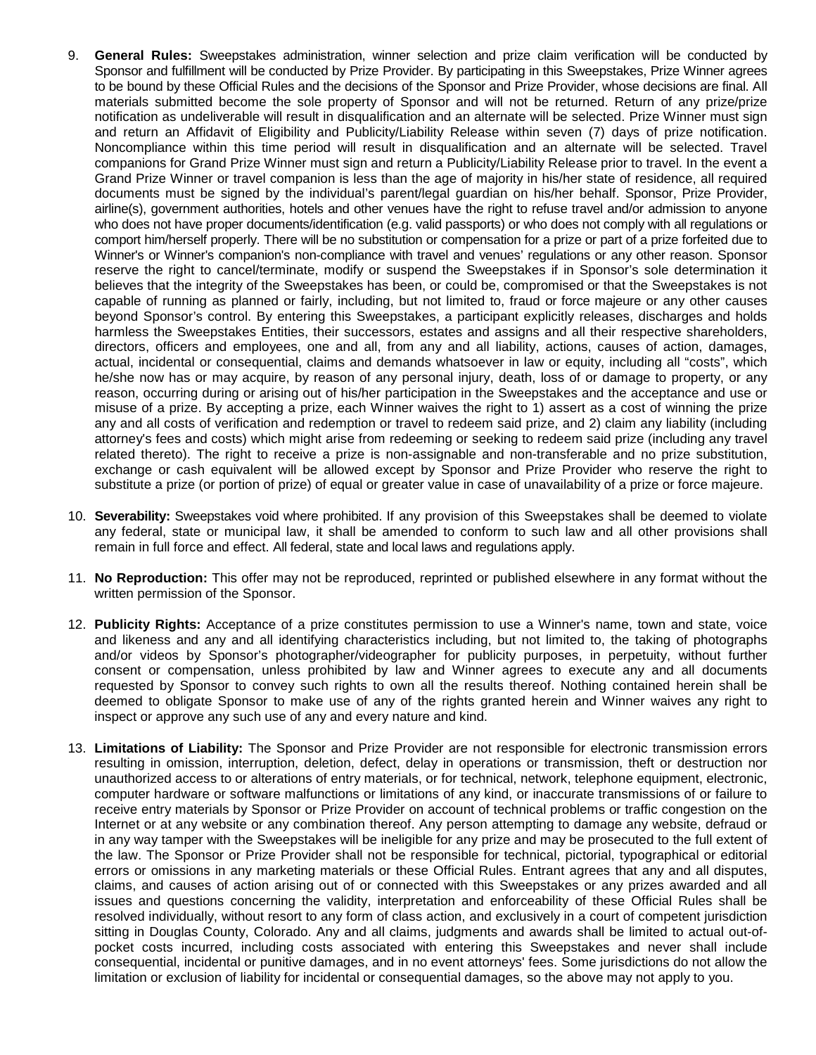9. **General Rules:** Sweepstakes administration, winner selection and prize claim verification will be conducted by Sponsor and fulfillment will be conducted by Prize Provider. By participating in this Sweepstakes, Prize Winner agrees to be bound by these Official Rules and the decisions of the Sponsor and Prize Provider, whose decisions are final. All materials submitted become the sole property of Sponsor and will not be returned. Return of any prize/prize notification as undeliverable will result in disqualification and an alternate will be selected. Prize Winner must sign and return an Affidavit of Eligibility and Publicity/Liability Release within seven (7) days of prize notification. Noncompliance within this time period will result in disqualification and an alternate will be selected. Travel companions for Grand Prize Winner must sign and return a Publicity/Liability Release prior to travel. In the event a Grand Prize Winner or travel companion is less than the age of majority in his/her state of residence, all required documents must be signed by the individual's parent/legal guardian on his/her behalf. Sponsor, Prize Provider, airline(s), government authorities, hotels and other venues have the right to refuse travel and/or admission to anyone who does not have proper documents/identification (e.g. valid passports) or who does not comply with all regulations or comport him/herself properly. There will be no substitution or compensation for a prize or part of a prize forfeited due to Winner's or Winner's companion's non-compliance with travel and venues' regulations or any other reason. Sponsor reserve the right to cancel/terminate, modify or suspend the Sweepstakes if in Sponsor's sole determination it believes that the integrity of the Sweepstakes has been, or could be, compromised or that the Sweepstakes is not capable of running as planned or fairly, including, but not limited to, fraud or force majeure or any other causes beyond Sponsor's control. By entering this Sweepstakes, a participant explicitly releases, discharges and holds harmless the Sweepstakes Entities, their successors, estates and assigns and all their respective shareholders, directors, officers and employees, one and all, from any and all liability, actions, causes of action, damages, actual, incidental or consequential, claims and demands whatsoever in law or equity, including all "costs", which he/she now has or may acquire, by reason of any personal injury, death, loss of or damage to property, or any reason, occurring during or arising out of his/her participation in the Sweepstakes and the acceptance and use or misuse of a prize. By accepting a prize, each Winner waives the right to 1) assert as a cost of winning the prize any and all costs of verification and redemption or travel to redeem said prize, and 2) claim any liability (including attorney's fees and costs) which might arise from redeeming or seeking to redeem said prize (including any travel related thereto). The right to receive a prize is non-assignable and non-transferable and no prize substitution, exchange or cash equivalent will be allowed except by Sponsor and Prize Provider who reserve the right to substitute a prize (or portion of prize) of equal or greater value in case of unavailability of a prize or force majeure.

10. **Severability:** Sweepstakes void where prohibited. If any provision of this Sweepstakes shall be deemed to violate any federal, state or municipal law, it shall be amended to conform to such law and all other provisions shall remain in full force and effect. All federal, state and local laws and regulations apply.

11. **No Reproduction:** This offer may not be reproduced, reprinted or published elsewhere in any format without the written permission of the Sponsor.

12. **Publicity Rights:** Acceptance of a prize constitutes permission to use a Winner's name, town and state, voice and likeness and any and all identifying characteristics including, but not limited to, the taking of photographs and/or videos by Sponsor's photographer/videographer for publicity purposes, in perpetuity, without further consent or compensation, unless prohibited by law and Winner agrees to execute any and all documents requested by Sponsor to convey such rights to own all the results thereof. Nothing contained herein shall be deemed to obligate Sponsor to make use of any of the rights granted herein and Winner waives any right to inspect or approve any such use of any and every nature and kind.

13. **Limitations of Liability:** The Sponsor and Prize Provider are not responsible for electronic transmission errors resulting in omission, interruption, deletion, defect, delay in operations or transmission, theft or destruction nor unauthorized access to or alterations of entry materials, or for technical, network, telephone equipment, electronic, computer hardware or software malfunctions or limitations of any kind, or inaccurate transmissions of or failure to receive entry materials by Sponsor or Prize Provider on account of technical problems or traffic congestion on the Internet or at any website or any combination thereof. Any person attempting to damage any website, defraud or in any way tamper with the Sweepstakes will be ineligible for any prize and may be prosecuted to the full extent of the law. The Sponsor or Prize Provider shall not be responsible for technical, pictorial, typographical or editorial errors or omissions in any marketing materials or these Official Rules. Entrant agrees that any and all disputes, claims, and causes of action arising out of or connected with this Sweepstakes or any prizes awarded and all issues and questions concerning the validity, interpretation and enforceability of these Official Rules shall be resolved individually, without resort to any form of class action, and exclusively in a court of competent jurisdiction sitting in Douglas County, Colorado. Any and all claims, judgments and awards shall be limited to actual out-of-pocket costs incurred, including costs associated with entering this Sweepstakes and never shall include consequential, incidental or punitive damages, and in no event attorneys' fees. Some jurisdictions do not allow the limitation or exclusion of liability for incidental or consequential damages, so the above may not apply to you.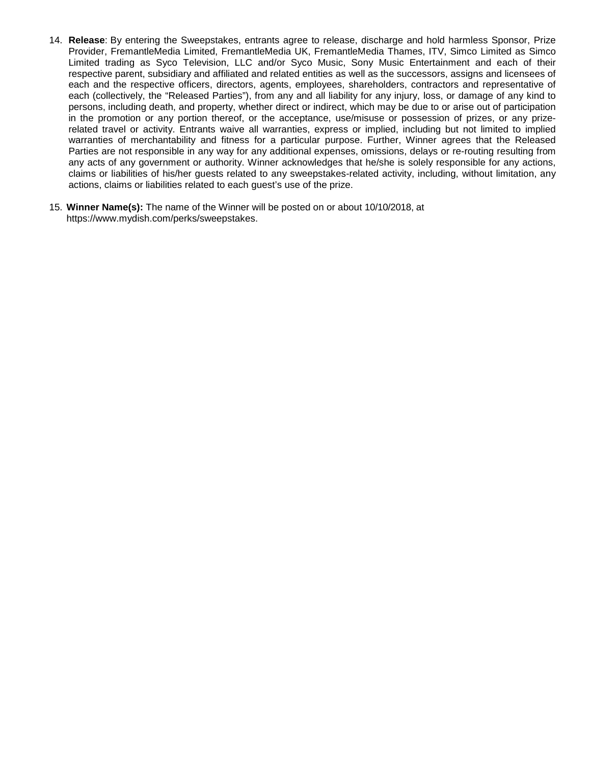14. **Release**: By entering the Sweepstakes, entrants agree to release, discharge and hold harmless Sponsor, Prize Provider, FremantleMedia Limited, FremantleMedia UK, FremantleMedia Thames, ITV, Simco Limited as Simco Limited trading as Syco Television, LLC and/or Syco Music, Sony Music Entertainment and each of their respective parent, subsidiary and affiliated and related entities as well as the successors, assigns and licensees of each and the respective officers, directors, agents, employees, shareholders, contractors and representative of each (collectively, the "Released Parties"), from any and all liability for any injury, loss, or damage of any kind to persons, including death, and property, whether direct or indirect, which may be due to or arise out of participation in the promotion or any portion thereof, or the acceptance, use/misuse or possession of prizes, or any prize-related travel or activity. Entrants waive all warranties, express or implied, including but not limited to implied warranties of merchantability and fitness for a particular purpose. Further, Winner agrees that the Released Parties are not responsible in any way for any additional expenses, omissions, delays or re-routing resulting from any acts of any government or authority. Winner acknowledges that he/she is solely responsible for any actions, claims or liabilities of his/her guests related to any sweepstakes-related activity, including, without limitation, any actions, claims or liabilities related to each guest's use of the prize.

15. **Winner Name(s):** The name of the Winner will be posted on or about 10/10/2018, at https://www.mydish.com/perks/sweepstakes.